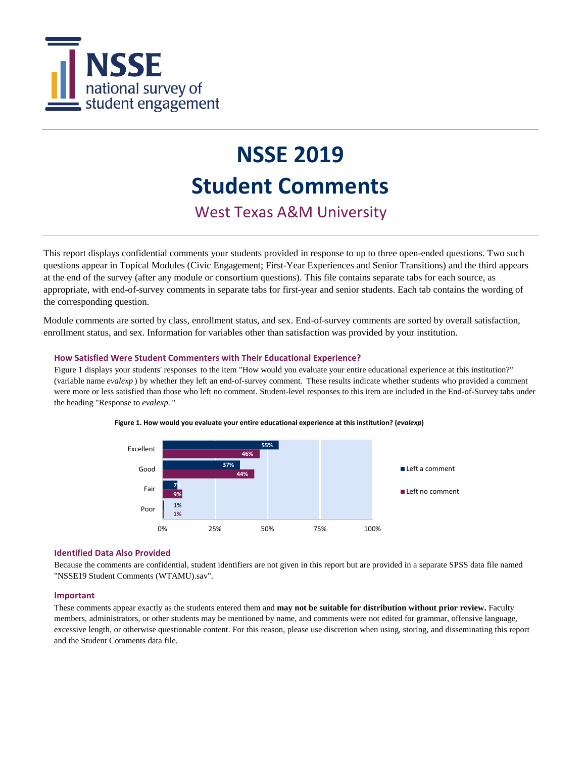NSSE
national survey of
student engagement

# NSSE 2019

# Student Comments

## West Texas A&M University

This report displays confidential comments your students provided in response to up to three open-ended questions. Two such questions appear in Topical Modules (Civic Engagement; First-Year Experiences and Senior Transitions) and the third appears at the end of the survey (after any module or consortium questions). This file contains separate tabs for each source, as appropriate, with end-of-survey comments in separate tabs for first-year and senior students. Each tab contains the wording of the corresponding question.

Module comments are sorted by class, enrollment status, and sex. End-of-survey comments are sorted by overall satisfaction, enrollment status, and sex. Information for variables other than satisfaction was provided by your institution.

### How Satisfied Were Student Commenters with Their Educational Experience?

Figure 1 displays your students' responses to the item "How would you evaluate your entire educational experience at this institution?" (variable name *evalexp* ) by whether they left an end-of-survey comment. These results indicate whether students who provided a comment were more or less satisfied than those who left no comment. Student-level responses to this item are included in the End-of-Survey tabs under the heading "Response to *evalexp.* "

**Figure 1. How would you evaluate your entire educational experience at this institution? (*evalexp*)**

Excellent 55% 46%
Good 37% 44%
Fair 7% 9%
Poor 1% 1%

0% 25% 50% 75% 100%

Left a comment
Left no comment

### Identified Data Also Provided

Because the comments are confidential, student identifiers are not given in this report but are provided in a separate SPSS data file named "NSSE19 Student Comments (WTAMU).sav".

### Important

These comments appear exactly as the students entered them and **may not be suitable for distribution without prior review.** Faculty members, administrators, or other students may be mentioned by name, and comments were not edited for grammar, offensive language, excessive length, or otherwise questionable content. For this reason, please use discretion when using, storing, and disseminating this report and the Student Comments data file.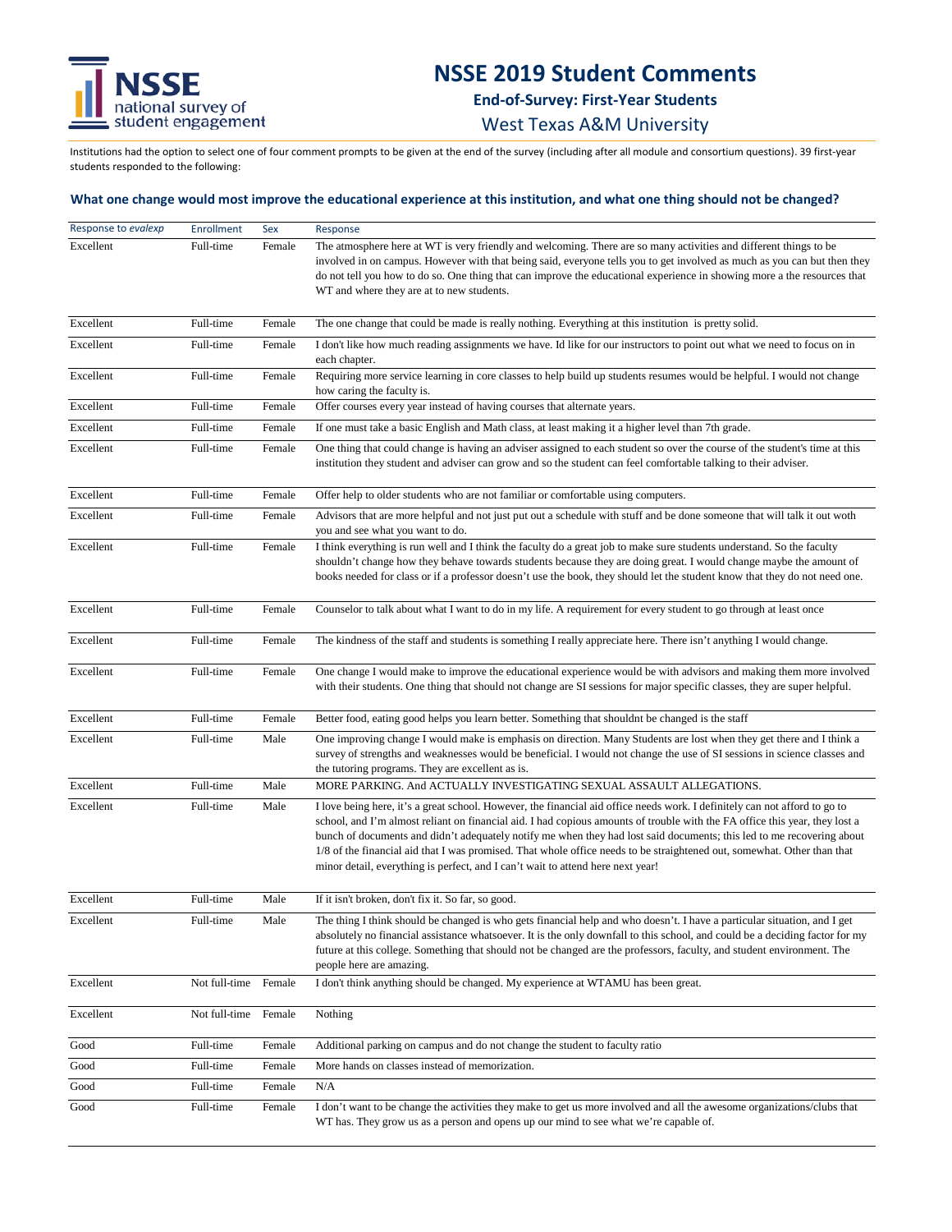# NSSE 2019 Student Comments

## End-of-Survey: First-Year Students

## West Texas A&M University

Institutions had the option to select one of four comment prompts to be given at the end of the survey (including after all module and consortium questions). 39 first-year students responded to the following:

### What one change would most improve the educational experience at this institution, and what one thing should not be changed?

| Response to *evalexp* | Enrollment | Sex | Response |
|---|---|---|---|
| Excellent | Full-time | Female | The atmosphere here at WT is very friendly and welcoming. There are so many activities and different things to be involved in on campus. However with that being said, everyone tells you to get involved as much as you can but then they do not tell you how to do so. One thing that can improve the educational experience in showing more a the resources that WT and where they are at to new students. |
| Excellent | Full-time | Female | The one change that could be made is really nothing. Everything at this institution is pretty solid. |
| Excellent | Full-time | Female | I don't like how much reading assignments we have. Id like for our instructors to point out what we need to focus on in each chapter. |
| Excellent | Full-time | Female | Requiring more service learning in core classes to help build up students resumes would be helpful. I would not change how caring the faculty is. |
| Excellent | Full-time | Female | Offer courses every year instead of having courses that alternate years. |
| Excellent | Full-time | Female | If one must take a basic English and Math class, at least making it a higher level than 7th grade. |
| Excellent | Full-time | Female | One thing that could change is having an adviser assigned to each student so over the course of the student's time at this institution they student and adviser can grow and so the student can feel comfortable talking to their adviser. |
| Excellent | Full-time | Female | Offer help to older students who are not familiar or comfortable using computers. |
| Excellent | Full-time | Female | Advisors that are more helpful and not just put out a schedule with stuff and be done someone that will talk it out woth you and see what you want to do. |
| Excellent | Full-time | Female | I think everything is run well and I think the faculty do a great job to make sure students understand. So the faculty shouldn't change how they behave towards students because they are doing great. I would change maybe the amount of books needed for class or if a professor doesn't use the book, they should let the student know that they do not need one. |
| Excellent | Full-time | Female | Counselor to talk about what I want to do in my life. A requirement for every student to go through at least once |
| Excellent | Full-time | Female | The kindness of the staff and students is something I really appreciate here. There isn't anything I would change. |
| Excellent | Full-time | Female | One change I would make to improve the educational experience would be with advisors and making them more involved with their students. One thing that should not change are SI sessions for major specific classes, they are super helpful. |
| Excellent | Full-time | Female | Better food, eating good helps you learn better. Something that shouldnt be changed is the staff |
| Excellent | Full-time | Male | One improving change I would make is emphasis on direction. Many Students are lost when they get there and I think a survey of strengths and weaknesses would be beneficial. I would not change the use of SI sessions in science classes and the tutoring programs. They are excellent as is. |
| Excellent | Full-time | Male | MORE PARKING. And ACTUALLY INVESTIGATING SEXUAL ASSAULT ALLEGATIONS. |
| Excellent | Full-time | Male | I love being here, it's a great school. However, the financial aid office needs work. I definitely can not afford to go to school, and I'm almost reliant on financial aid. I had copious amounts of trouble with the FA office this year, they lost a bunch of documents and didn't adequately notify me when they had lost said documents; this led to me recovering about 1/8 of the financial aid that I was promised. That whole office needs to be straightened out, somewhat. Other than that minor detail, everything is perfect, and I can't wait to attend here next year! |
| Excellent | Full-time | Male | If it isn't broken, don't fix it. So far, so good. |
| Excellent | Full-time | Male | The thing I think should be changed is who gets financial help and who doesn't. I have a particular situation, and I get absolutely no financial assistance whatsoever. It is the only downfall to this school, and could be a deciding factor for my future at this college. Something that should not be changed are the professors, faculty, and student environment. The people here are amazing. |
| Excellent | Not full-time | Female | I don't think anything should be changed. My experience at WTAMU has been great. |
| Excellent | Not full-time | Female | Nothing |
| Good | Full-time | Female | Additional parking on campus and do not change the student to faculty ratio |
| Good | Full-time | Female | More hands on classes instead of memorization. |
| Good | Full-time | Female | N/A |
| Good | Full-time | Female | I don't want to be change the activities they make to get us more involved and all the awesome organizations/clubs that WT has. They grow us as a person and opens up our mind to see what we're capable of. |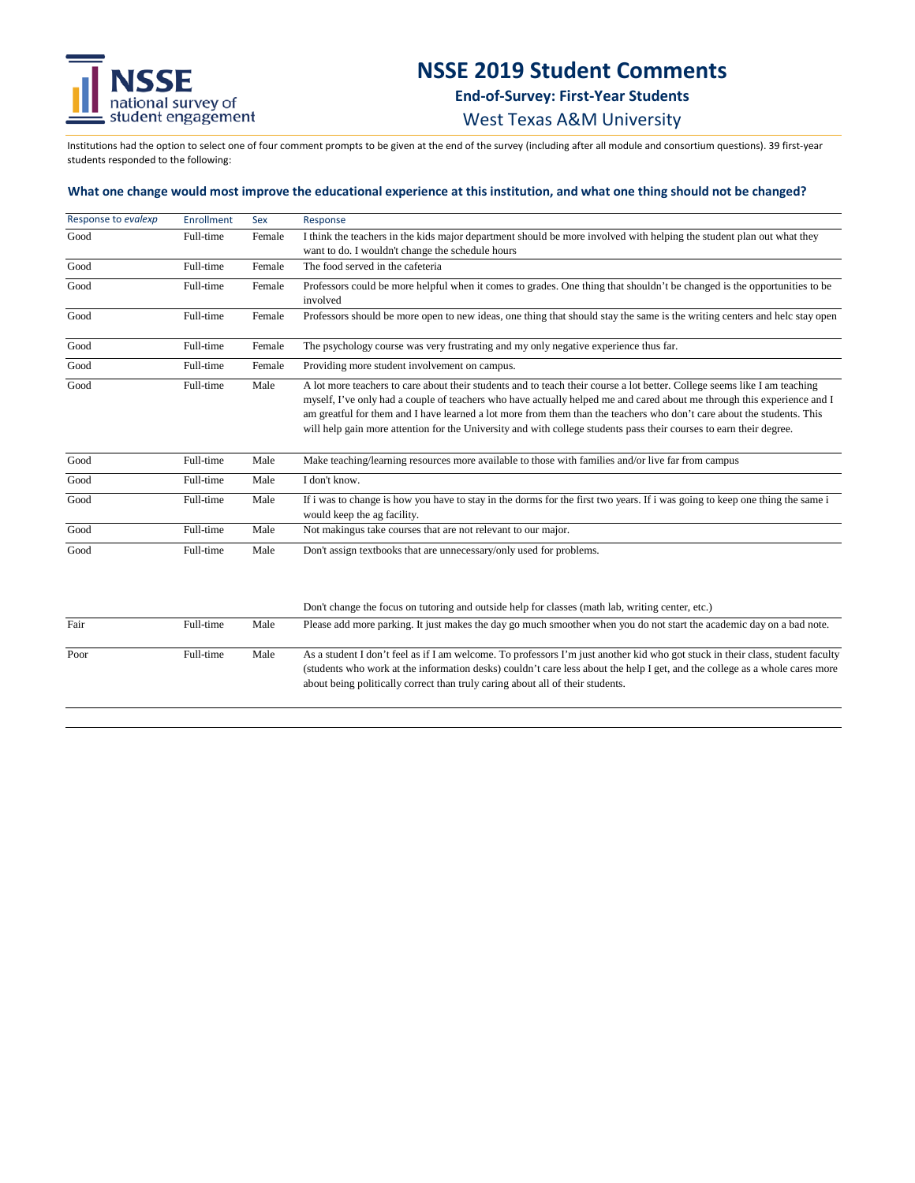# NSSE 2019 Student Comments

## End-of-Survey: First-Year Students

## West Texas A&M University

Institutions had the option to select one of four comment prompts to be given at the end of the survey (including after all module and consortium questions). 39 first-year students responded to the following:

### What one change would most improve the educational experience at this institution, and what one thing should not be changed?

| Response to *evalexp* | Enrollment | Sex | Response |
|---|---|---|---|
| Good | Full-time | Female | I think the teachers in the kids major department should be more involved with helping the student plan out what they want to do. I wouldn't change the schedule hours |
| Good | Full-time | Female | The food served in the cafeteria |
| Good | Full-time | Female | Professors could be more helpful when it comes to grades. One thing that shouldn't be changed is the opportunities to be involved |
| Good | Full-time | Female | Professors should be more open to new ideas, one thing that should stay the same is the writing centers and helc stay open |
| Good | Full-time | Female | The psychology course was very frustrating and my only negative experience thus far. |
| Good | Full-time | Female | Providing more student involvement on campus. |
| Good | Full-time | Male | A lot more teachers to care about their students and to teach their course a lot better. College seems like I am teaching myself, I've only had a couple of teachers who have actually helped me and cared about me through this experience and I am greatful for them and I have learned a lot more from them than the teachers who don't care about the students. This will help gain more attention for the University and with college students pass their courses to earn their degree. |
| Good | Full-time | Male | Make teaching/learning resources more available to those with families and/or live far from campus |
| Good | Full-time | Male | I don't know. |
| Good | Full-time | Male | If i was to change is how you have to stay in the dorms for the first two years. If i was going to keep one thing the same i would keep the ag facility. |
| Good | Full-time | Male | Not makingus take courses that are not relevant to our major. |
| Good | Full-time | Male | Don't assign textbooks that are unnecessary/only used for problems.<br><br>Don't change the focus on tutoring and outside help for classes (math lab, writing center, etc.) |
| Fair | Full-time | Male | Please add more parking. It just makes the day go much smoother when you do not start the academic day on a bad note. |
| Poor | Full-time | Male | As a student I don't feel as if I am welcome. To professors I'm just another kid who got stuck in their class, student faculty (students who work at the information desks) couldn't care less about the help I get, and the college as a whole cares more about being politically correct than truly caring about all of their students. |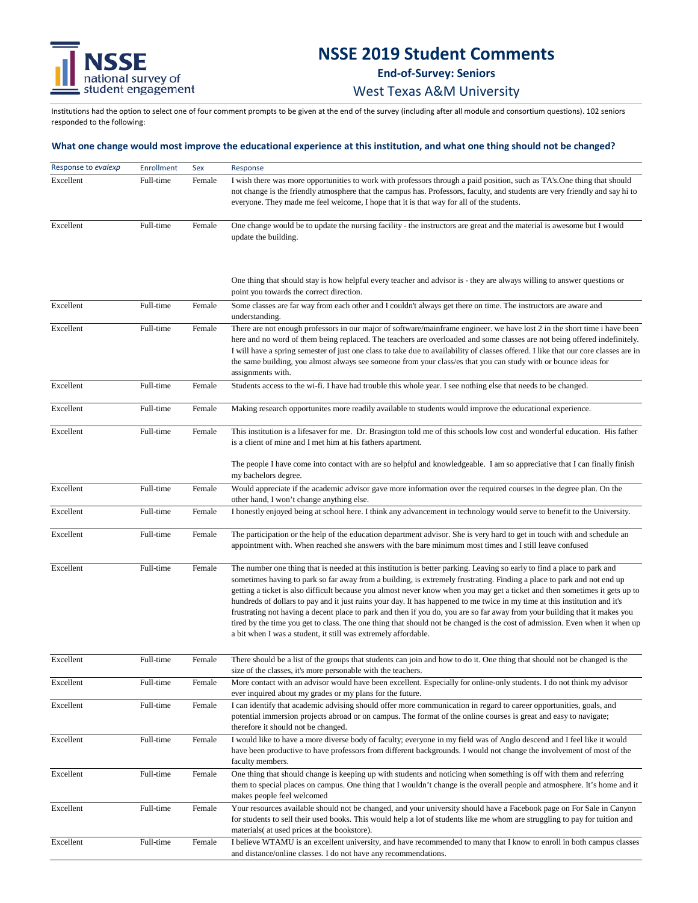# NSSE 2019 Student Comments

**End-of-Survey: Seniors**

West Texas A&M University

Institutions had the option to select one of four comment prompts to be given at the end of the survey (including after all module and consortium questions). 102 seniors responded to the following:

**What one change would most improve the educational experience at this institution, and what one thing should not be changed?**

| Response to *evalexp* | Enrollment | Sex | Response |
|---|---|---|---|
| Excellent | Full-time | Female | I wish there was more opportunities to work with professors through a paid position, such as TA's.One thing that should not change is the friendly atmosphere that the campus has. Professors, faculty, and students are very friendly and say hi to everyone. They made me feel welcome, I hope that it is that way for all of the students. |
| Excellent | Full-time | Female | One change would be to update the nursing facility - the instructors are great and the material is awesome but I would update the building.<br><br>One thing that should stay is how helpful every teacher and advisor is - they are always willing to answer questions or point you towards the correct direction. |
| Excellent | Full-time | Female | Some classes are far way from each other and I couldn't always get there on time. The instructors are aware and understanding. |
| Excellent | Full-time | Female | There are not enough professors in our major of software/mainframe engineer. we have lost 2 in the short time i have been here and no word of them being replaced. The teachers are overloaded and some classes are not being offered indefinitely. I will have a spring semester of just one class to take due to availability of classes offered. I like that our core classes are in the same building, you almost always see someone from your class/es that you can study with or bounce ideas for assignments with. |
| Excellent | Full-time | Female | Students access to the wi-fi. I have had trouble this whole year. I see nothing else that needs to be changed. |
| Excellent | Full-time | Female | Making research opportunites more readily available to students would improve the educational experience. |
| Excellent | Full-time | Female | This institution is a lifesaver for me. Dr. Brasington told me of this schools low cost and wonderful education. His father is a client of mine and I met him at his fathers apartment.<br><br>The people I have come into contact with are so helpful and knowledgeable. I am so appreciative that I can finally finish my bachelors degree. |
| Excellent | Full-time | Female | Would appreciate if the academic advisor gave more information over the required courses in the degree plan. On the other hand, I won't change anything else. |
| Excellent | Full-time | Female | I honestly enjoyed being at school here. I think any advancement in technology would serve to benefit to the University. |
| Excellent | Full-time | Female | The participation or the help of the education department advisor. She is very hard to get in touch with and schedule an appointment with. When reached she answers with the bare minimum most times and I still leave confused |
| Excellent | Full-time | Female | The number one thing that is needed at this institution is better parking. Leaving so early to find a place to park and sometimes having to park so far away from a building, is extremely frustrating. Finding a place to park and not end up getting a ticket is also difficult because you almost never know when you may get a ticket and then sometimes it gets up to hundreds of dollars to pay and it just ruins your day. It has happened to me twice in my time at this institution and it's frustrating not having a decent place to park and then if you do, you are so far away from your building that it makes you tired by the time you get to class. The one thing that should not be changed is the cost of admission. Even when it when up a bit when I was a student, it still was extremely affordable. |
| Excellent | Full-time | Female | There should be a list of the groups that students can join and how to do it. One thing that should not be changed is the size of the classes, it's more personable with the teachers. |
| Excellent | Full-time | Female | More contact with an advisor would have been excellent. Especially for online-only students. I do not think my advisor ever inquired about my grades or my plans for the future. |
| Excellent | Full-time | Female | I can identify that academic advising should offer more communication in regard to career opportunities, goals, and potential immersion projects abroad or on campus. The format of the online courses is great and easy to navigate; therefore it should not be changed. |
| Excellent | Full-time | Female | I would like to have a more diverse body of faculty; everyone in my field was of Anglo descend and I feel like it would have been productive to have professors from different backgrounds. I would not change the involvement of most of the faculty members. |
| Excellent | Full-time | Female | One thing that should change is keeping up with students and noticing when something is off with them and referring them to special places on campus. One thing that I wouldn't change is the overall people and atmosphere. It's home and it makes people feel welcomed |
| Excellent | Full-time | Female | Your resources available should not be changed, and your university should have a Facebook page on For Sale in Canyon for students to sell their used books. This would help a lot of students like me whom are struggling to pay for tuition and materials( at used prices at the bookstore). |
| Excellent | Full-time | Female | I believe WTAMU is an excellent university, and have recommended to many that I know to enroll in both campus classes and distance/online classes. I do not have any recommendations. |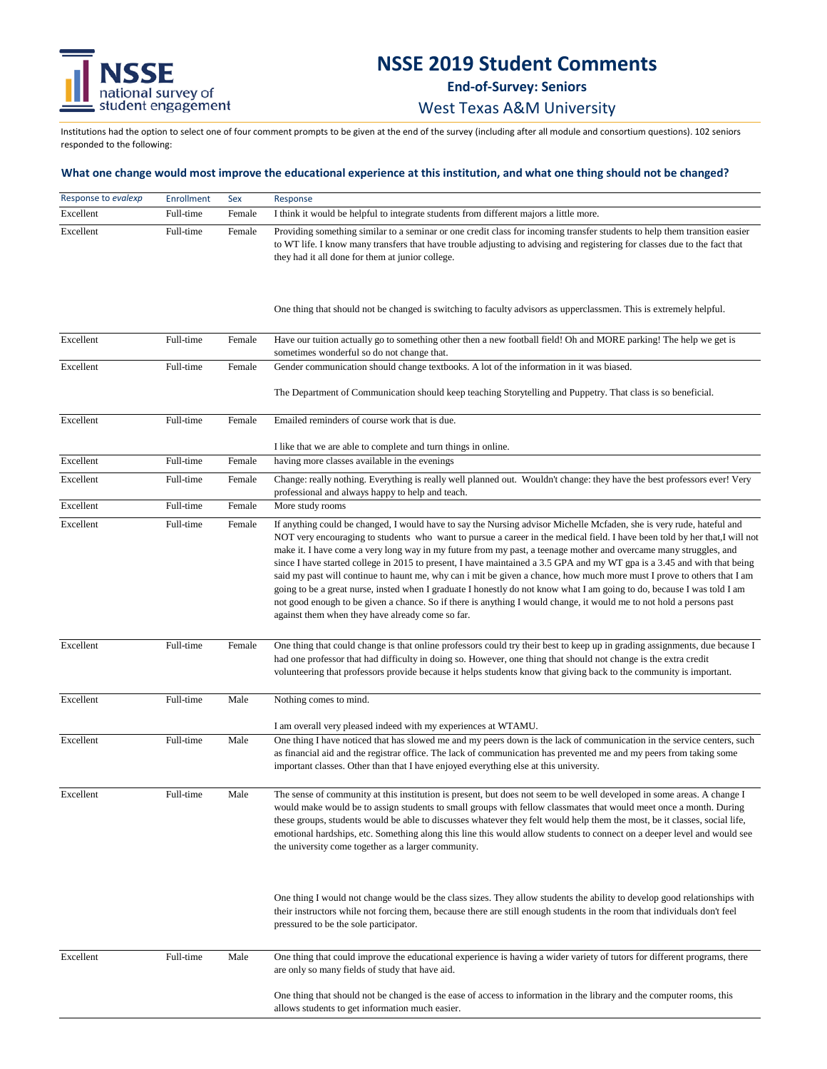# NSSE 2019 Student Comments

**End-of-Survey: Seniors**

West Texas A&M University

Institutions had the option to select one of four comment prompts to be given at the end of the survey (including after all module and consortium questions). 102 seniors responded to the following:

### What one change would most improve the educational experience at this institution, and what one thing should not be changed?

| Response to *evalexp* | Enrollment | Sex | Response |
|---|---|---|---|
| Excellent | Full-time | Female | I think it would be helpful to integrate students from different majors a little more. |
| Excellent | Full-time | Female | Providing something similar to a seminar or one credit class for incoming transfer students to help them transition easier to WT life. I know many transfers that have trouble adjusting to advising and registering for classes due to the fact that they had it all done for them at junior college. <br><br> One thing that should not be changed is switching to faculty advisors as upperclassmen. This is extremely helpful. |
| Excellent | Full-time | Female | Have our tuition actually go to something other then a new football field! Oh and MORE parking! The help we get is sometimes wonderful so do not change that. |
| Excellent | Full-time | Female | Gender communication should change textbooks. A lot of the information in it was biased. <br><br> The Department of Communication should keep teaching Storytelling and Puppetry. That class is so beneficial. |
| Excellent | Full-time | Female | Emailed reminders of course work that is due. <br><br> I like that we are able to complete and turn things in online. |
| Excellent | Full-time | Female | having more classes available in the evenings |
| Excellent | Full-time | Female | Change: really nothing. Everything is really well planned out. Wouldn't change: they have the best professors ever! Very professional and always happy to help and teach. |
| Excellent | Full-time | Female | More study rooms |
| Excellent | Full-time | Female | If anything could be changed, I would have to say the Nursing advisor Michelle Mcfaden, she is very rude, hateful and NOT very encouraging to students who want to pursue a career in the medical field. I have been told by her that,I will not make it. I have come a very long way in my future from my past, a teenage mother and overcame many struggles, and since I have started college in 2015 to present, I have maintained a 3.5 GPA and my WT gpa is a 3.45 and with that being said my past will continue to haunt me, why can i mit be given a chance, how much more must I prove to others that I am going to be a great nurse, insted when I graduate I honestly do not know what I am going to do, because I was told I am not good enough to be given a chance. So if there is anything I would change, it would me to not hold a persons past against them when they have already come so far. |
| Excellent | Full-time | Female | One thing that could change is that online professors could try their best to keep up in grading assignments, due because I had one professor that had difficulty in doing so. However, one thing that should not change is the extra credit volunteering that professors provide because it helps students know that giving back to the community is important. |
| Excellent | Full-time | Male | Nothing comes to mind. <br><br> I am overall very pleased indeed with my experiences at WTAMU. |
| Excellent | Full-time | Male | One thing I have noticed that has slowed me and my peers down is the lack of communication in the service centers, such as financial aid and the registrar office. The lack of communication has prevented me and my peers from taking some important classes. Other than that I have enjoyed everything else at this university. |
| Excellent | Full-time | Male | The sense of community at this institution is present, but does not seem to be well developed in some areas. A change I would make would be to assign students to small groups with fellow classmates that would meet once a month. During these groups, students would be able to discusses whatever they felt would help them the most, be it classes, social life, emotional hardships, etc. Something along this line this would allow students to connect on a deeper level and would see the university come together as a larger community. <br><br> One thing I would not change would be the class sizes. They allow students the ability to develop good relationships with their instructors while not forcing them, because there are still enough students in the room that individuals don't feel pressured to be the sole participator. |
| Excellent | Full-time | Male | One thing that could improve the educational experience is having a wider variety of tutors for different programs, there are only so many fields of study that have aid. <br><br> One thing that should not be changed is the ease of access to information in the library and the computer rooms, this allows students to get information much easier. |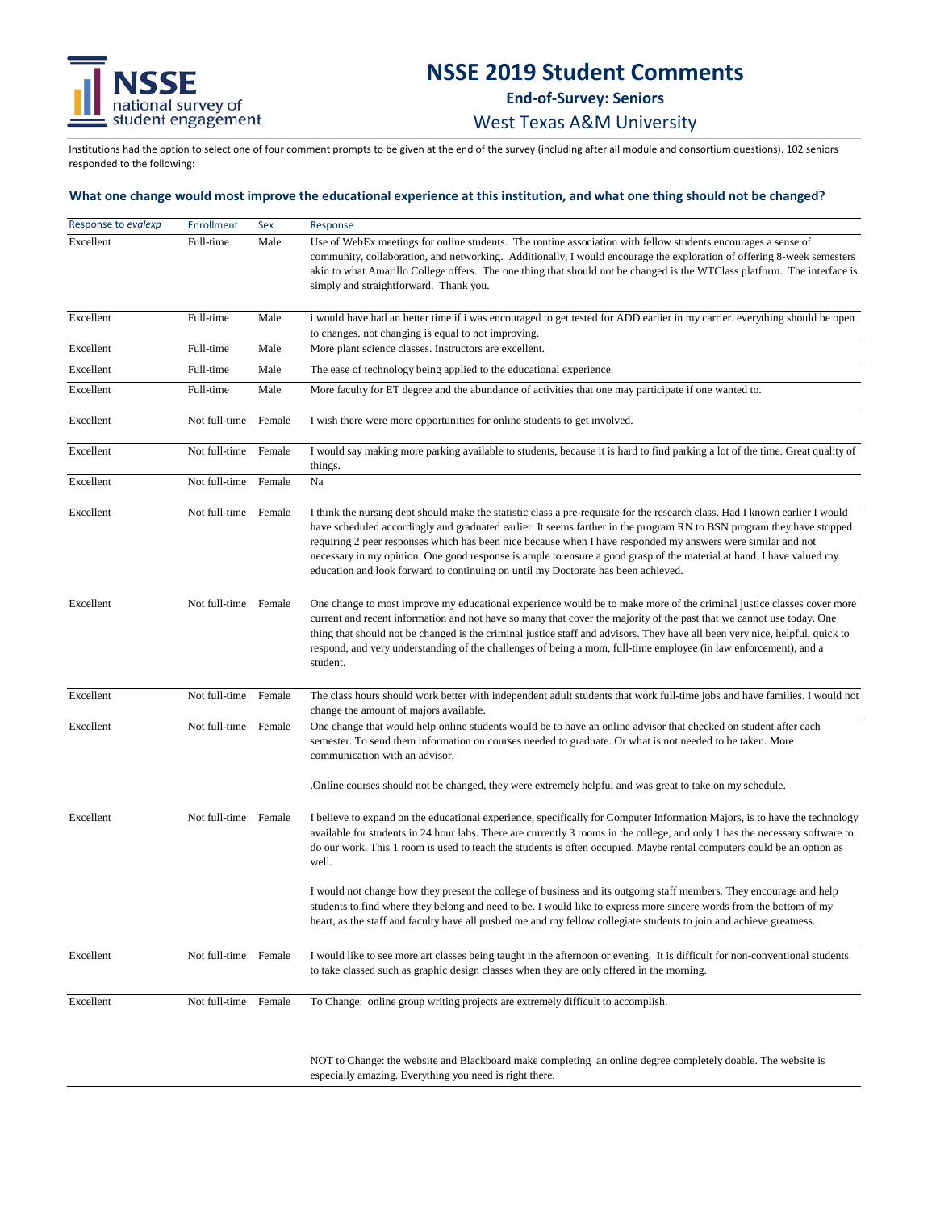# NSSE 2019 Student Comments

## End-of-Survey: Seniors

## West Texas A&M University

Institutions had the option to select one of four comment prompts to be given at the end of the survey (including after all module and consortium questions). 102 seniors responded to the following:

### What one change would most improve the educational experience at this institution, and what one thing should not be changed?

| Response to *evalexp* | Enrollment | Sex | Response |
|---|---|---|---|
| Excellent | Full-time | Male | Use of WebEx meetings for online students. The routine association with fellow students encourages a sense of community, collaboration, and networking. Additionally, I would encourage the exploration of offering 8-week semesters akin to what Amarillo College offers. The one thing that should not be changed is the WTClass platform. The interface is simply and straightforward. Thank you. |
| Excellent | Full-time | Male | i would have had an better time if i was encouraged to get tested for ADD earlier in my carrier. everything should be open to changes. not changing is equal to not improving. |
| Excellent | Full-time | Male | More plant science classes. Instructors are excellent. |
| Excellent | Full-time | Male | The ease of technology being applied to the educational experience. |
| Excellent | Full-time | Male | More faculty for ET degree and the abundance of activities that one may participate if one wanted to. |
| Excellent | Not full-time | Female | I wish there were more opportunities for online students to get involved. |
| Excellent | Not full-time | Female | I would say making more parking available to students, because it is hard to find parking a lot of the time. Great quality of things. |
| Excellent | Not full-time | Female | Na |
| Excellent | Not full-time | Female | I think the nursing dept should make the statistic class a pre-requisite for the research class. Had I known earlier I would have scheduled accordingly and graduated earlier. It seems farther in the program RN to BSN program they have stopped requiring 2 peer responses which has been nice because when I have responded my answers were similar and not necessary in my opinion. One good response is ample to ensure a good grasp of the material at hand. I have valued my education and look forward to continuing on until my Doctorate has been achieved. |
| Excellent | Not full-time | Female | One change to most improve my educational experience would be to make more of the criminal justice classes cover more current and recent information and not have so many that cover the majority of the past that we cannot use today. One thing that should not be changed is the criminal justice staff and advisors. They have all been very nice, helpful, quick to respond, and very understanding of the challenges of being a mom, full-time employee (in law enforcement), and a student. |
| Excellent | Not full-time | Female | The class hours should work better with independent adult students that work full-time jobs and have families. I would not change the amount of majors available. |
| Excellent | Not full-time | Female | One change that would help online students would be to have an online advisor that checked on student after each semester. To send them information on courses needed to graduate. Or what is not needed to be taken. More communication with an advisor.<br><br>.Online courses should not be changed, they were extremely helpful and was great to take on my schedule. |
| Excellent | Not full-time | Female | I believe to expand on the educational experience, specifically for Computer Information Majors, is to have the technology available for students in 24 hour labs. There are currently 3 rooms in the college, and only 1 has the necessary software to do our work. This 1 room is used to teach the students is often occupied. Maybe rental computers could be an option as well.<br><br>I would not change how they present the college of business and its outgoing staff members. They encourage and help students to find where they belong and need to be. I would like to express more sincere words from the bottom of my heart, as the staff and faculty have all pushed me and my fellow collegiate students to join and achieve greatness. |
| Excellent | Not full-time | Female | I would like to see more art classes being taught in the afternoon or evening. It is difficult for non-conventional students to take classed such as graphic design classes when they are only offered in the morning. |
| Excellent | Not full-time | Female | To Change: online group writing projects are extremely difficult to accomplish.<br><br>NOT to Change: the website and Blackboard make completing an online degree completely doable. The website is especially amazing. Everything you need is right there. |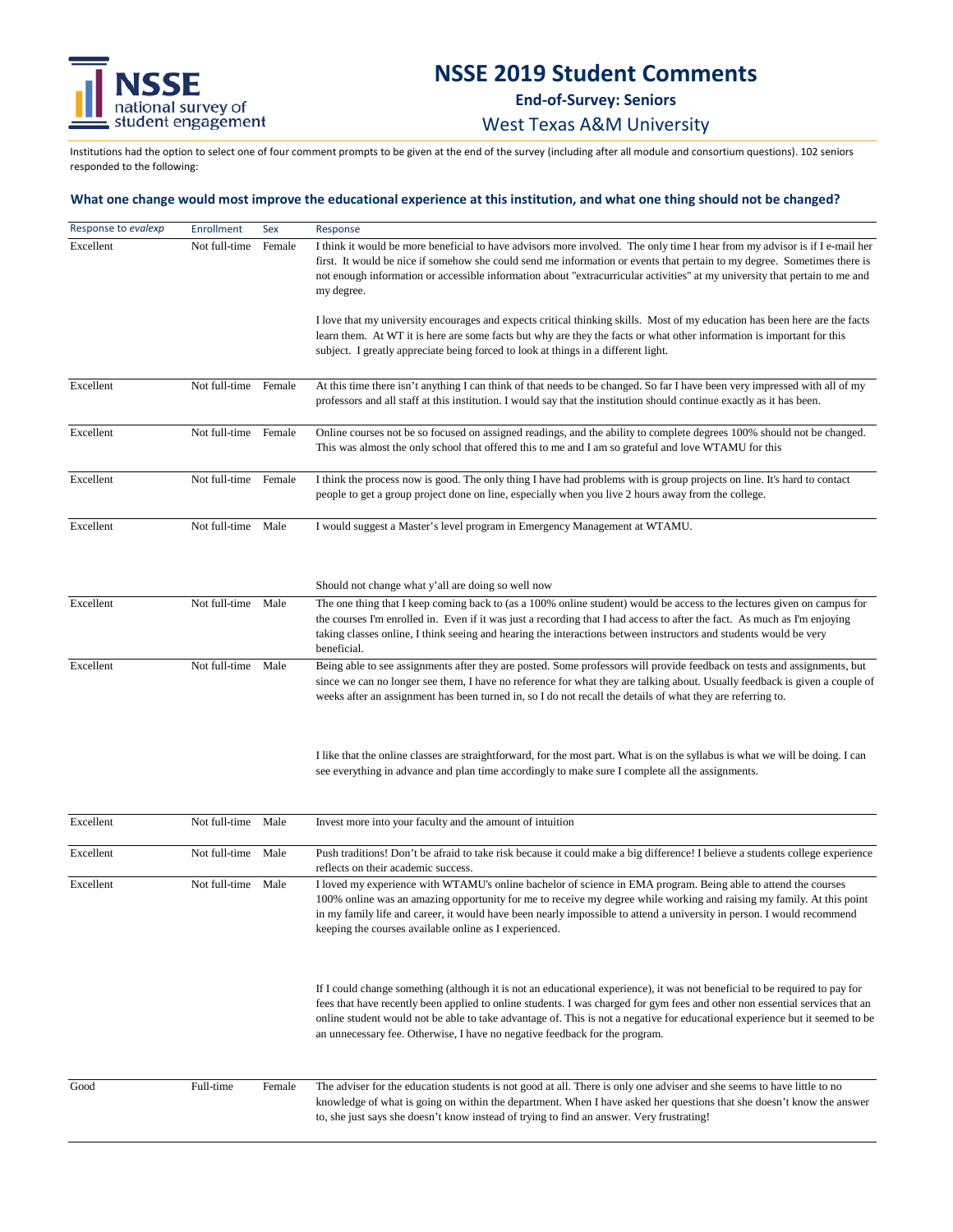# NSSE 2019 Student Comments

**End-of-Survey: Seniors**

West Texas A&M University

Institutions had the option to select one of four comment prompts to be given at the end of the survey (including after all module and consortium questions). 102 seniors responded to the following:

### What one change would most improve the educational experience at this institution, and what one thing should not be changed?

| Response to *evalexp* | Enrollment | Sex | Response |
|---|---|---|---|
| Excellent | Not full-time | Female | I think it would be more beneficial to have advisors more involved. The only time I hear from my advisor is if I e-mail her first. It would be nice if somehow she could send me information or events that pertain to my degree. Sometimes there is not enough information or accessible information about "extracurricular activities" at my university that pertain to me and my degree. <br><br> I love that my university encourages and expects critical thinking skills. Most of my education has been here are the facts learn them. At WT it is here are some facts but why are they the facts or what other information is important for this subject. I greatly appreciate being forced to look at things in a different light. |
| Excellent | Not full-time | Female | At this time there isn't anything I can think of that needs to be changed. So far I have been very impressed with all of my professors and all staff at this institution. I would say that the institution should continue exactly as it has been. |
| Excellent | Not full-time | Female | Online courses not be so focused on assigned readings, and the ability to complete degrees 100% should not be changed. This was almost the only school that offered this to me and I am so grateful and love WTAMU for this |
| Excellent | Not full-time | Female | I think the process now is good. The only thing I have had problems with is group projects on line. It's hard to contact people to get a group project done on line, especially when you live 2 hours away from the college. |
| Excellent | Not full-time | Male | I would suggest a Master's level program in Emergency Management at WTAMU. <br><br> Should not change what y'all are doing so well now |
| Excellent | Not full-time | Male | The one thing that I keep coming back to (as a 100% online student) would be access to the lectures given on campus for the courses I'm enrolled in. Even if it was just a recording that I had access to after the fact. As much as I'm enjoying taking classes online, I think seeing and hearing the interactions between instructors and students would be very beneficial. |
| Excellent | Not full-time | Male | Being able to see assignments after they are posted. Some professors will provide feedback on tests and assignments, but since we can no longer see them, I have no reference for what they are talking about. Usually feedback is given a couple of weeks after an assignment has been turned in, so I do not recall the details of what they are referring to. <br><br> I like that the online classes are straightforward, for the most part. What is on the syllabus is what we will be doing. I can see everything in advance and plan time accordingly to make sure I complete all the assignments. |
| Excellent | Not full-time | Male | Invest more into your faculty and the amount of intuition |
| Excellent | Not full-time | Male | Push traditions! Don't be afraid to take risk because it could make a big difference! I believe a students college experience reflects on their academic success. |
| Excellent | Not full-time | Male | I loved my experience with WTAMU's online bachelor of science in EMA program. Being able to attend the courses 100% online was an amazing opportunity for me to receive my degree while working and raising my family. At this point in my family life and career, it would have been nearly impossible to attend a university in person. I would recommend keeping the courses available online as I experienced. <br><br> If I could change something (although it is not an educational experience), it was not beneficial to be required to pay for fees that have recently been applied to online students. I was charged for gym fees and other non essential services that an online student would not be able to take advantage of. This is not a negative for educational experience but it seemed to be an unnecessary fee. Otherwise, I have no negative feedback for the program. |
| Good | Full-time | Female | The adviser for the education students is not good at all. There is only one adviser and she seems to have little to no knowledge of what is going on within the department. When I have asked her questions that she doesn't know the answer to, she just says she doesn't know instead of trying to find an answer. Very frustrating! |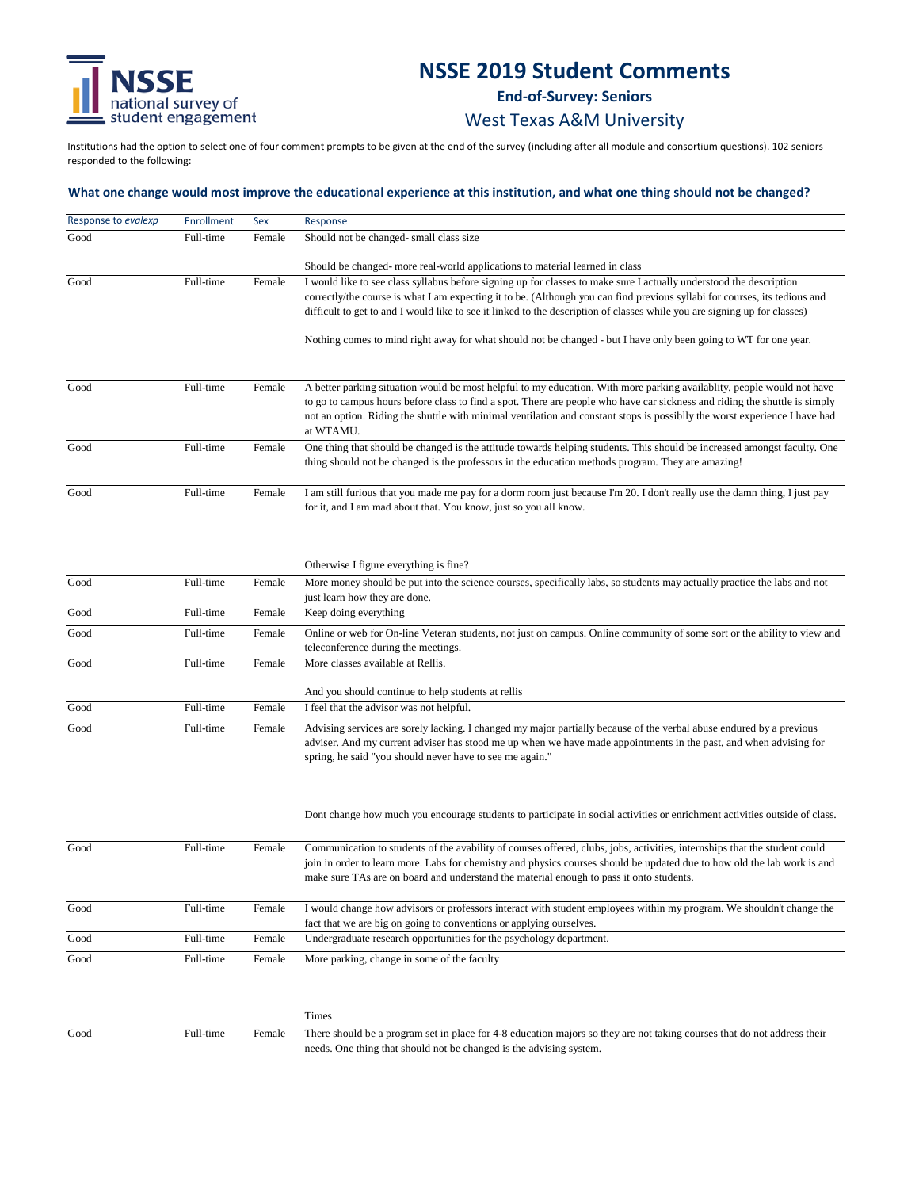# NSSE 2019 Student Comments

**End-of-Survey: Seniors**

West Texas A&M University

Institutions had the option to select one of four comment prompts to be given at the end of the survey (including after all module and consortium questions). 102 seniors responded to the following:

### What one change would most improve the educational experience at this institution, and what one thing should not be changed?

| Response to *evalexp* | Enrollment | Sex | Response |
|---|---|---|---|
| Good | Full-time | Female | Should not be changed- small class size<br><br>Should be changed- more real-world applications to material learned in class |
| Good | Full-time | Female | I would like to see class syllabus before signing up for classes to make sure I actually understood the description correctly/the course is what I am expecting it to be. (Although you can find previous syllabi for courses, its tedious and difficult to get to and I would like to see it linked to the description of classes while you are signing up for classes)<br><br>Nothing comes to mind right away for what should not be changed - but I have only been going to WT for one year. |
| Good | Full-time | Female | A better parking situation would be most helpful to my education. With more parking availablity, people would not have to go to campus hours before class to find a spot. There are people who have car sickness and riding the shuttle is simply not an option. Riding the shuttle with minimal ventilation and constant stops is possiblly the worst experience I have had at WTAMU. |
| Good | Full-time | Female | One thing that should be changed is the attitude towards helping students. This should be increased amongst faculty. One thing should not be changed is the professors in the education methods program. They are amazing! |
| Good | Full-time | Female | I am still furious that you made me pay for a dorm room just because I'm 20. I don't really use the damn thing, I just pay for it, and I am mad about that. You know, just so you all know.<br><br>Otherwise I figure everything is fine? |
| Good | Full-time | Female | More money should be put into the science courses, specifically labs, so students may actually practice the labs and not just learn how they are done. |
| Good | Full-time | Female | Keep doing everything |
| Good | Full-time | Female | Online or web for On-line Veteran students, not just on campus. Online community of some sort or the ability to view and teleconference during the meetings. |
| Good | Full-time | Female | More classes available at Rellis.<br><br>And you should continue to help students at rellis |
| Good | Full-time | Female | I feel that the advisor was not helpful. |
| Good | Full-time | Female | Advising services are sorely lacking. I changed my major partially because of the verbal abuse endured by a previous adviser. And my current adviser has stood me up when we have made appointments in the past, and when advising for spring, he said "you should never have to see me again."<br><br>Dont change how much you encourage students to participate in social activities or enrichment activities outside of class. |
| Good | Full-time | Female | Communication to students of the avability of courses offered, clubs, jobs, activities, internships that the student could join in order to learn more. Labs for chemistry and physics courses should be updated due to how old the lab work is and make sure TAs are on board and understand the material enough to pass it onto students. |
| Good | Full-time | Female | I would change how advisors or professors interact with student employees within my program. We shouldn't change the fact that we are big on going to conventions or applying ourselves. |
| Good | Full-time | Female | Undergraduate research opportunities for the psychology department. |
| Good | Full-time | Female | More parking, change in some of the faculty<br><br>Times |
| Good | Full-time | Female | There should be a program set in place for 4-8 education majors so they are not taking courses that do not address their needs. One thing that should not be changed is the advising system. |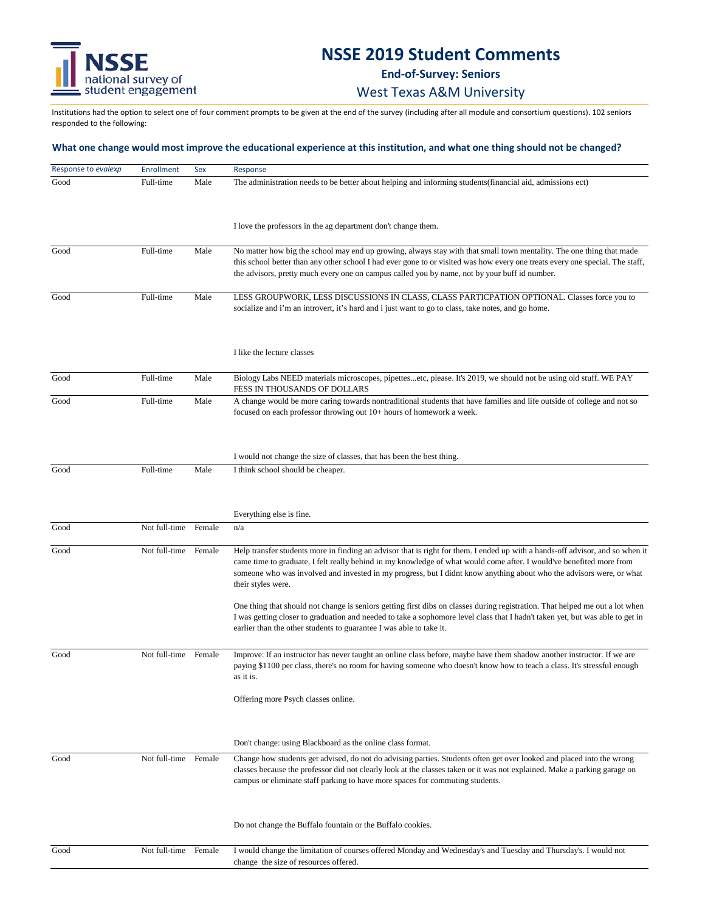# NSSE 2019 Student Comments

**End-of-Survey: Seniors**

West Texas A&M University

Institutions had the option to select one of four comment prompts to be given at the end of the survey (including after all module and consortium questions). 102 seniors responded to the following:

### What one change would most improve the educational experience at this institution, and what one thing should not be changed?

| Response to *evalexp* | Enrollment | Sex | Response |
|---|---|---|---|
| Good | Full-time | Male | The administration needs to be better about helping and informing students(financial aid, admissions ect)<br><br>I love the professors in the ag department don't change them. |
| Good | Full-time | Male | No matter how big the school may end up growing, always stay with that small town mentality. The one thing that made this school better than any other school I had ever gone to or visited was how every one treats every one special. The staff, the advisors, pretty much every one on campus called you by name, not by your buff id number. |
| Good | Full-time | Male | LESS GROUPWORK, LESS DISCUSSIONS IN CLASS, CLASS PARTICPATION OPTIONAL. Classes force you to socialize and i'm an introvert, it's hard and i just want to go to class, take notes, and go home.<br><br>I like the lecture classes |
| Good | Full-time | Male | Biology Labs NEED materials microscopes, pipettes...etc, please. It's 2019, we should not be using old stuff. WE PAY FESS IN THOUSANDS OF DOLLARS |
| Good | Full-time | Male | A change would be more caring towards nontraditional students that have families and life outside of college and not so focused on each professor throwing out 10+ hours of homework a week.<br><br>I would not change the size of classes, that has been the best thing. |
| Good | Full-time | Male | I think school should be cheaper.<br><br>Everything else is fine. |
| Good | Not full-time | Female | n/a |
| Good | Not full-time | Female | Help transfer students more in finding an advisor that is right for them. I ended up with a hands-off advisor, and so when it came time to graduate, I felt really behind in my knowledge of what would come after. I would've benefited more from someone who was involved and invested in my progress, but I didnt know anything about who the advisors were, or what their styles were.<br><br>One thing that should not change is seniors getting first dibs on classes during registration. That helped me out a lot when I was getting closer to graduation and needed to take a sophomore level class that I hadn't taken yet, but was able to get in earlier than the other students to guarantee I was able to take it. |
| Good | Not full-time | Female | Improve: If an instructor has never taught an online class before, maybe have them shadow another instructor. If we are paying $1100 per class, there's no room for having someone who doesn't know how to teach a class. It's stressful enough as it is.<br><br>Offering more Psych classes online.<br><br>Don't change: using Blackboard as the online class format. |
| Good | Not full-time | Female | Change how students get advised, do not do advising parties. Students often get over looked and placed into the wrong classes because the professor did not clearly look at the classes taken or it was not explained. Make a parking garage on campus or eliminate staff parking to have more spaces for commuting students.<br><br>Do not change the Buffalo fountain or the Buffalo cookies. |
| Good | Not full-time | Female | I would change the limitation of courses offered Monday and Wednesday's and Tuesday and Thursday's. I would not change the size of resources offered. |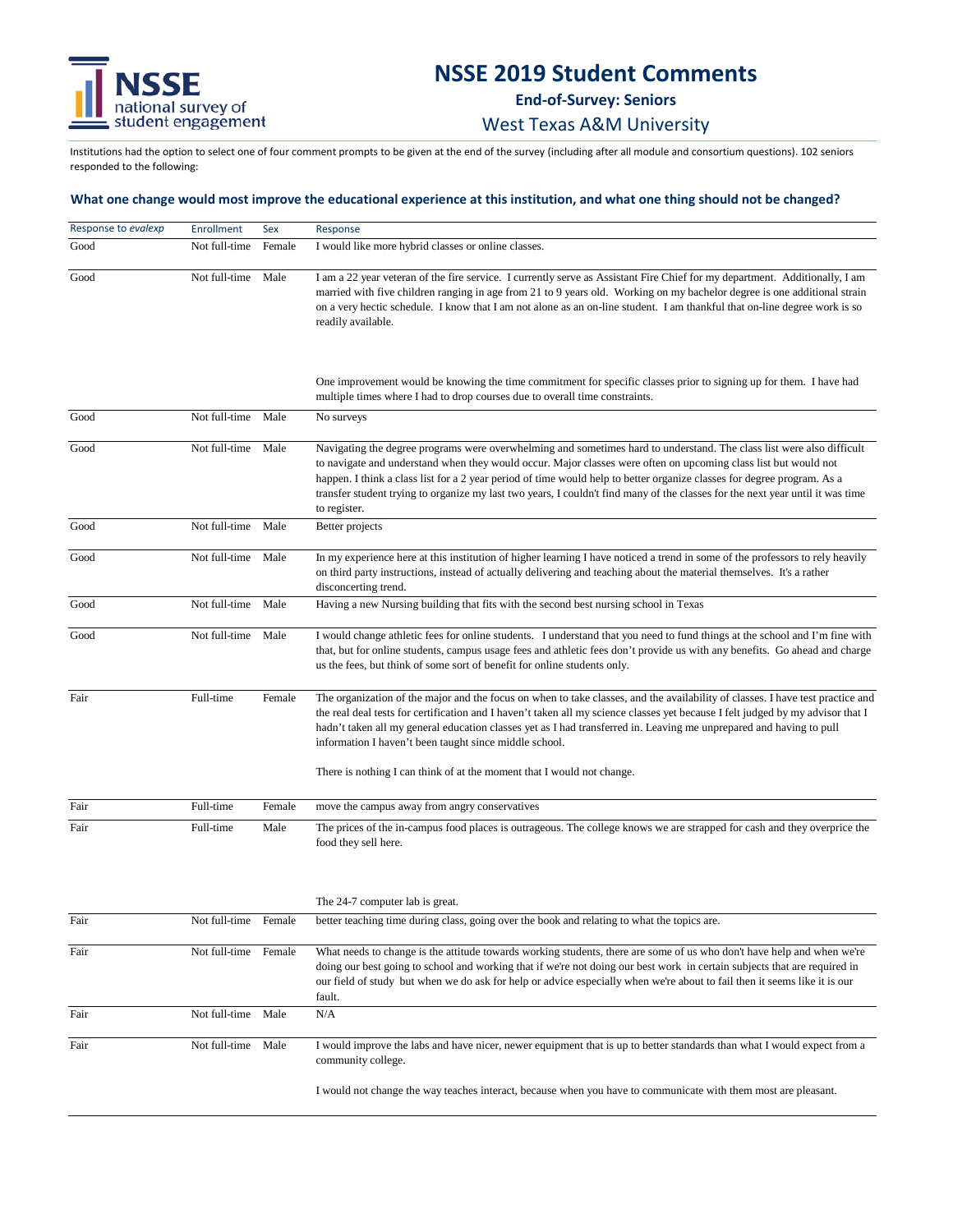# NSSE 2019 Student Comments

**End-of-Survey: Seniors**

## West Texas A&M University

Institutions had the option to select one of four comment prompts to be given at the end of the survey (including after all module and consortium questions). 102 seniors responded to the following:

### What one change would most improve the educational experience at this institution, and what one thing should not be changed?

| Response to *evalexp* | Enrollment | Sex | Response |
|---|---|---|---|
| Good | Not full-time | Female | I would like more hybrid classes or online classes. |
| Good | Not full-time | Male | I am a 22 year veteran of the fire service. I currently serve as Assistant Fire Chief for my department. Additionally, I am married with five children ranging in age from 21 to 9 years old. Working on my bachelor degree is one additional strain on a very hectic schedule. I know that I am not alone as an on-line student. I am thankful that on-line degree work is so readily available.<br><br>One improvement would be knowing the time commitment for specific classes prior to signing up for them. I have had multiple times where I had to drop courses due to overall time constraints. |
| Good | Not full-time | Male | No surveys |
| Good | Not full-time | Male | Navigating the degree programs were overwhelming and sometimes hard to understand. The class list were also difficult to navigate and understand when they would occur. Major classes were often on upcoming class list but would not happen. I think a class list for a 2 year period of time would help to better organize classes for degree program. As a transfer student trying to organize my last two years, I couldn't find many of the classes for the next year until it was time to register. |
| Good | Not full-time | Male | Better projects |
| Good | Not full-time | Male | In my experience here at this institution of higher learning I have noticed a trend in some of the professors to rely heavily on third party instructions, instead of actually delivering and teaching about the material themselves. It's a rather disconcerting trend. |
| Good | Not full-time | Male | Having a new Nursing building that fits with the second best nursing school in Texas |
| Good | Not full-time | Male | I would change athletic fees for online students. I understand that you need to fund things at the school and I'm fine with that, but for online students, campus usage fees and athletic fees don't provide us with any benefits. Go ahead and charge us the fees, but think of some sort of benefit for online students only. |
| Fair | Full-time | Female | The organization of the major and the focus on when to take classes, and the availability of classes. I have test practice and the real deal tests for certification and I haven't taken all my science classes yet because I felt judged by my advisor that I hadn't taken all my general education classes yet as I had transferred in. Leaving me unprepared and having to pull information I haven't been taught since middle school.<br><br>There is nothing I can think of at the moment that I would not change. |
| Fair | Full-time | Female | move the campus away from angry conservatives |
| Fair | Full-time | Male | The prices of the in-campus food places is outrageous. The college knows we are strapped for cash and they overprice the food they sell here.<br><br>The 24-7 computer lab is great. |
| Fair | Not full-time | Female | better teaching time during class, going over the book and relating to what the topics are. |
| Fair | Not full-time | Female | What needs to change is the attitude towards working students, there are some of us who don't have help and when we're doing our best going to school and working that if we're not doing our best work in certain subjects that are required in our field of study but when we do ask for help or advice especially when we're about to fail then it seems like it is our fault. |
| Fair | Not full-time | Male | N/A |
| Fair | Not full-time | Male | I would improve the labs and have nicer, newer equipment that is up to better standards than what I would expect from a community college.<br><br>I would not change the way teaches interact, because when you have to communicate with them most are pleasant. |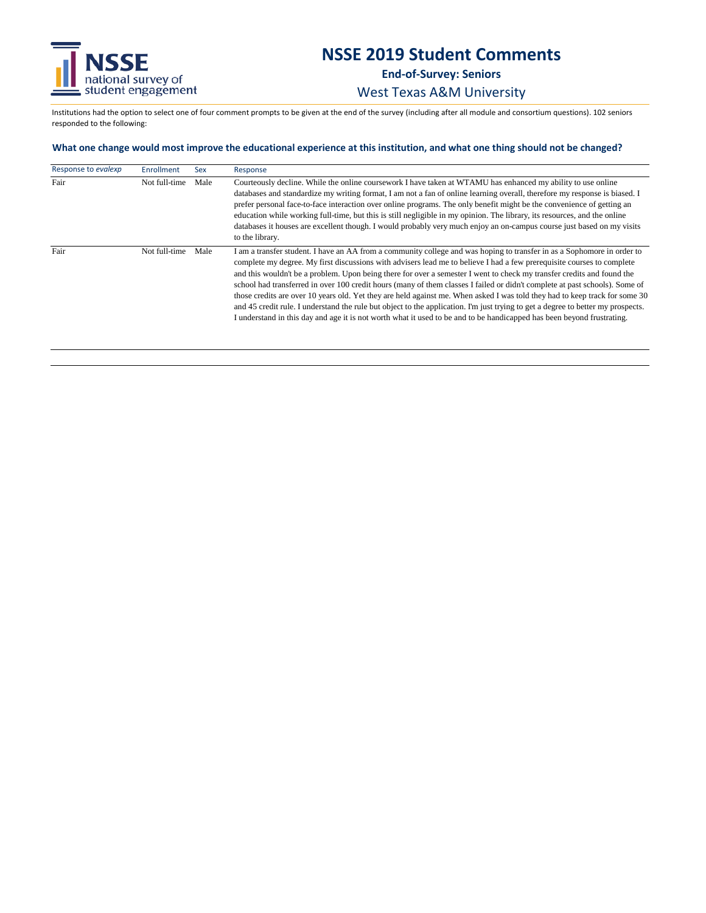# NSSE 2019 Student Comments

## End-of-Survey: Seniors

### West Texas A&M University

Institutions had the option to select one of four comment prompts to be given at the end of the survey (including after all module and consortium questions). 102 seniors responded to the following:

**What one change would most improve the educational experience at this institution, and what one thing should not be changed?**

| Response to *evalexp* | Enrollment | Sex | Response |
|---|---|---|---|
| Fair | Not full-time | Male | Courteously decline. While the online coursework I have taken at WTAMU has enhanced my ability to use online databases and standardize my writing format, I am not a fan of online learning overall, therefore my response is biased. I prefer personal face-to-face interaction over online programs. The only benefit might be the convenience of getting an education while working full-time, but this is still negligible in my opinion. The library, its resources, and the online databases it houses are excellent though. I would probably very much enjoy an on-campus course just based on my visits to the library. |
| Fair | Not full-time | Male | I am a transfer student. I have an AA from a community college and was hoping to transfer in as a Sophomore in order to complete my degree. My first discussions with advisers lead me to believe I had a few prerequisite courses to complete and this wouldn't be a problem. Upon being there for over a semester I went to check my transfer credits and found the school had transferred in over 100 credit hours (many of them classes I failed or didn't complete at past schools). Some of those credits are over 10 years old. Yet they are held against me. When asked I was told they had to keep track for some 30 and 45 credit rule. I understand the rule but object to the application. I'm just trying to get a degree to better my prospects. I understand in this day and age it is not worth what it used to be and to be handicapped has been beyond frustrating. |